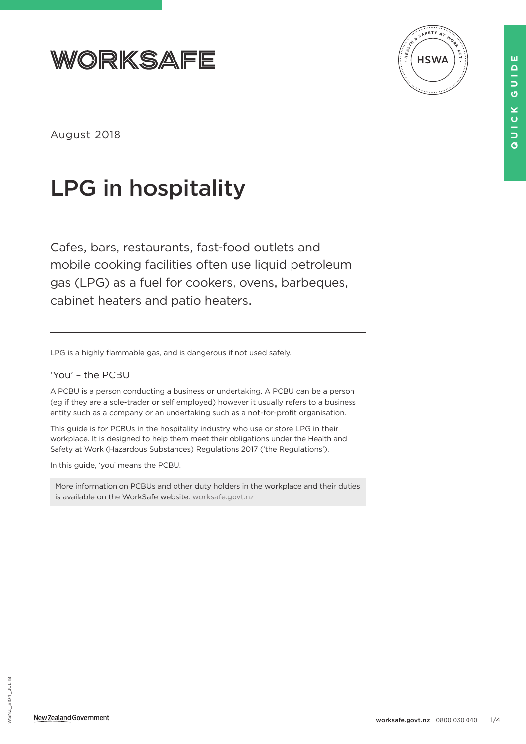WORKSAFE

August 2018

# LPG in hospitality

Cafes, bars, restaurants, fast-food outlets and mobile cooking facilities often use liquid petroleum gas (LPG) as a fuel for cookers, ovens, barbeques, cabinet heaters and patio heaters.

LPG is a highly flammable gas, and is dangerous if not used safely.

## 'You' – the PCBU

A PCBU is a person conducting a business or undertaking. A PCBU can be a person (eg if they are a sole-trader or self employed) however it usually refers to a business entity such as a company or an undertaking such as a not-for-profit organisation.

This guide is for PCBUs in the hospitality industry who use or store LPG in their workplace. It is designed to help them meet their obligations under the Health and Safety at Work (Hazardous Substances) Regulations 2017 ('the Regulations').

In this guide, 'you' means the PCBU.

More information on PCBUs and other duty holders in the workplace and their duties is available on the WorkSafe website: worksafe.govt.nz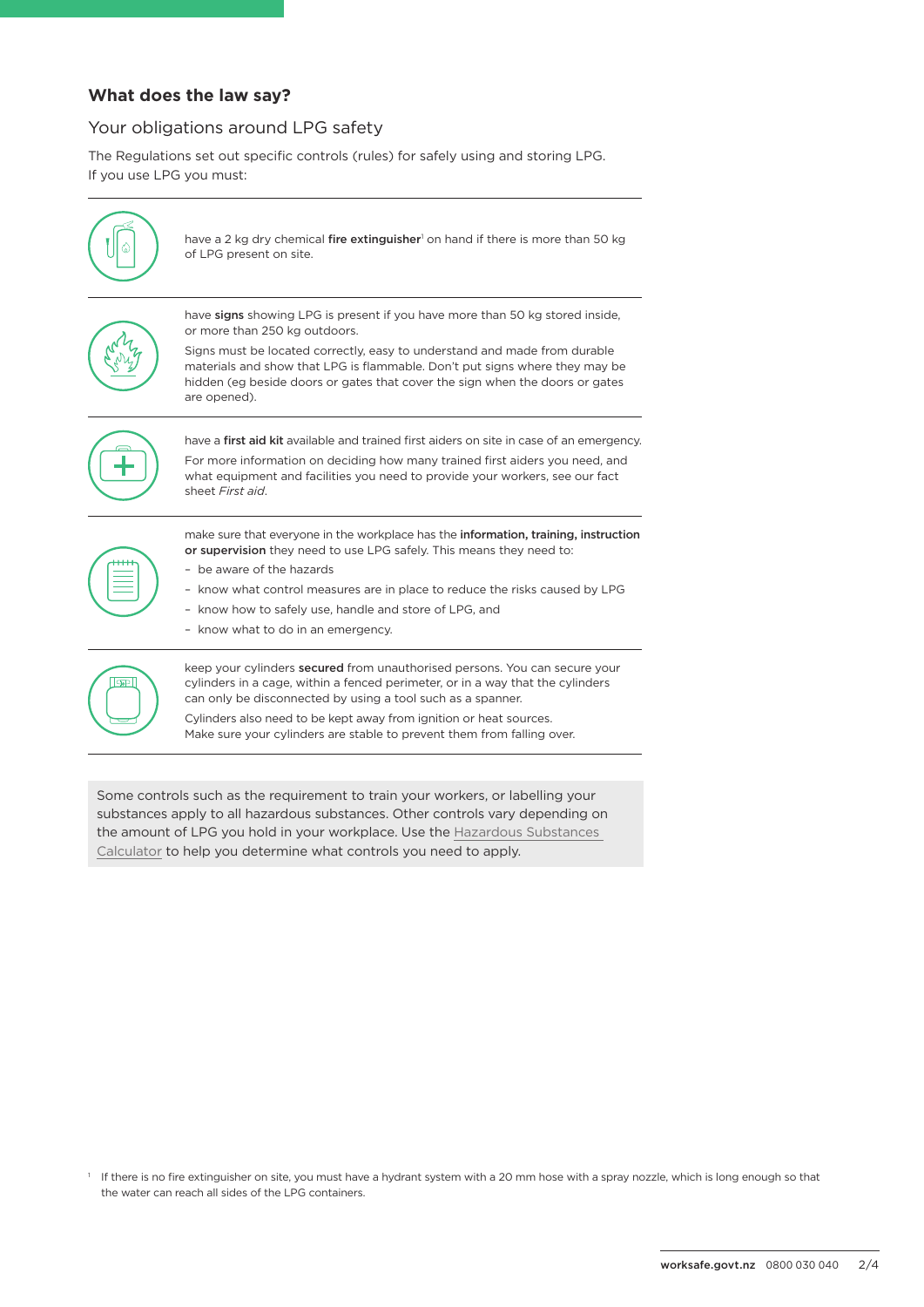## What does the law say?

### Your obligations around LPG safety

The Regulations set out specific controls (rules) for safely using and storing LPG. If you use LPG you must:

have a 2 kg dry chemical **fire extinguisher**[1] on hand if there is more than 50 kg of LPG present on site.

have **signs** showing LPG is present if you have more than 50 kg stored inside, or more than 250 kg outdoors.

Signs must be located correctly, easy to understand and made from durable materials and show that LPG is flammable. Don't put signs where they may be hidden (eg beside doors or gates that cover the sign when the doors or gates are opened).

have a **first aid kit** available and trained first aiders on site in case of an emergency.

For more information on deciding how many trained first aiders you need, and what equipment and facilities you need to provide your workers, see our fact sheet *First aid*.

make sure that everyone in the workplace has the **information, training, instruction or supervision** they need to use LPG safely. This means they need to:

- be aware of the hazards
- know what control measures are in place to reduce the risks caused by LPG
- know how to safely use, handle and store of LPG, and
- know what to do in an emergency.

keep your cylinders **secured** from unauthorised persons. You can secure your cylinders in a cage, within a fenced perimeter, or in a way that the cylinders can only be disconnected by using a tool such as a spanner.

Cylinders also need to be kept away from ignition or heat sources. Make sure your cylinders are stable to prevent them from falling over.

Some controls such as the requirement to train your workers, or labelling your substances apply to all hazardous substances. Other controls vary depending on the amount of LPG you hold in your workplace. Use the Hazardous Substances Calculator to help you determine what controls you need to apply.

[1] If there is no fire extinguisher on site, you must have a hydrant system with a 20 mm hose with a spray nozzle, which is long enough so that the water can reach all sides of the LPG containers.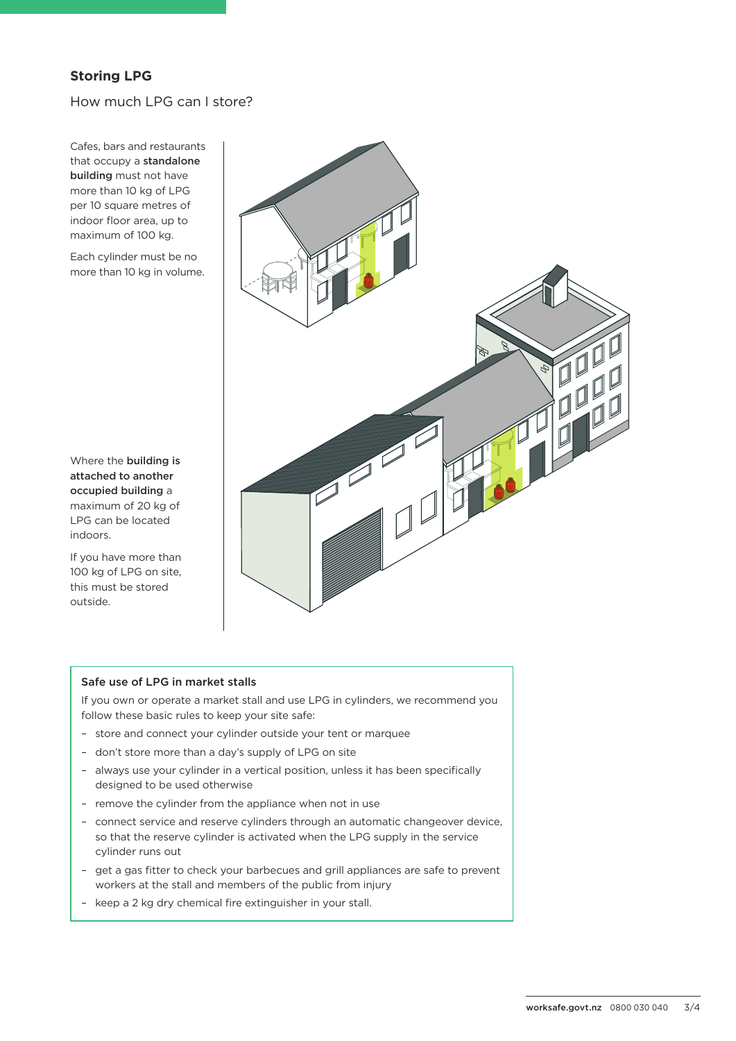## Storing LPG

How much LPG can I store?

Cafes, bars and restaurants that occupy a **standalone building** must not have more than 10 kg of LPG per 10 square metres of indoor floor area, up to maximum of 100 kg.

Each cylinder must be no more than 10 kg in volume.

Where the **building is attached to another occupied building** a maximum of 20 kg of LPG can be located indoors.

If you have more than 100 kg of LPG on site, this must be stored outside.

### Safe use of LPG in market stalls

If you own or operate a market stall and use LPG in cylinders, we recommend you follow these basic rules to keep your site safe:

- store and connect your cylinder outside your tent or marquee
- don't store more than a day's supply of LPG on site
- always use your cylinder in a vertical position, unless it has been specifically designed to be used otherwise
- remove the cylinder from the appliance when not in use
- connect service and reserve cylinders through an automatic changeover device, so that the reserve cylinder is activated when the LPG supply in the service cylinder runs out
- get a gas fitter to check your barbecues and grill appliances are safe to prevent workers at the stall and members of the public from injury
- keep a 2 kg dry chemical fire extinguisher in your stall.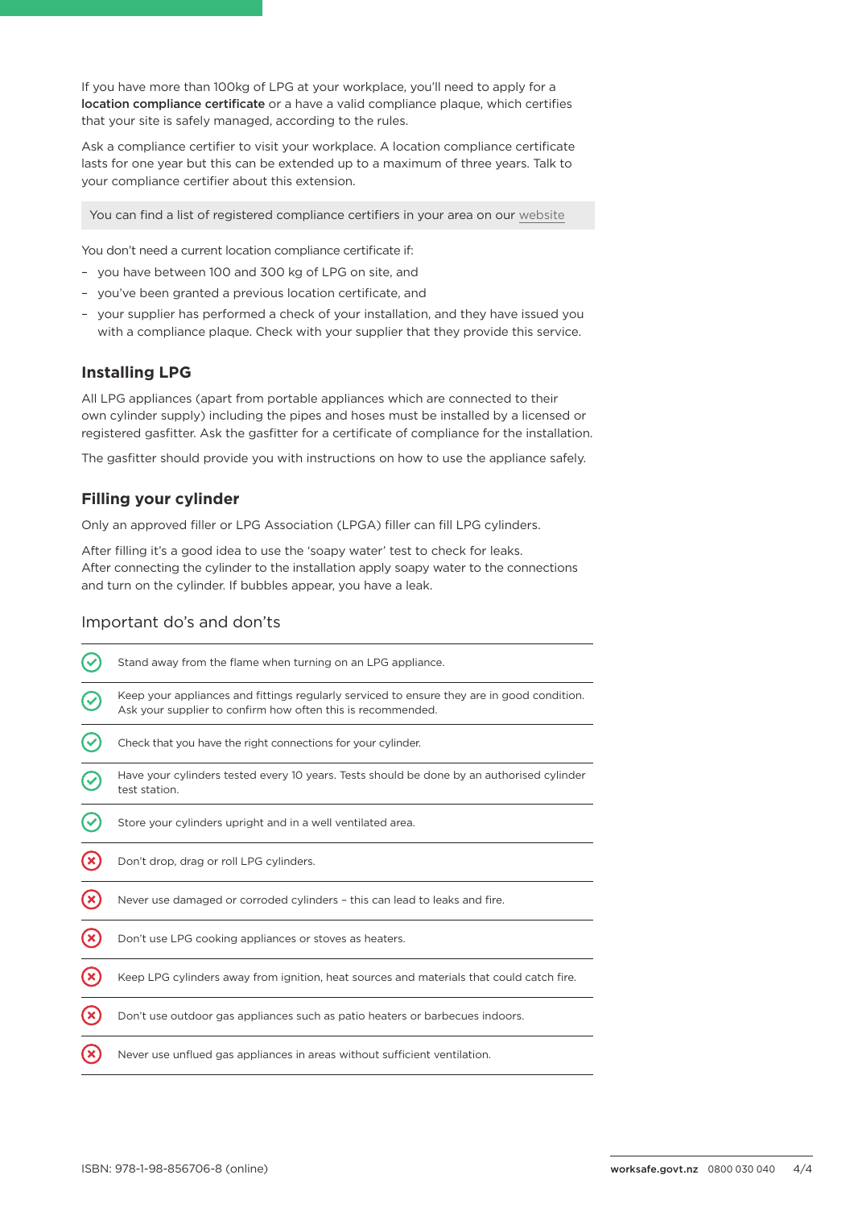If you have more than 100kg of LPG at your workplace, you'll need to apply for a **location compliance certificate** or a have a valid compliance plaque, which certifies that your site is safely managed, according to the rules.

Ask a compliance certifier to visit your workplace. A location compliance certificate lasts for one year but this can be extended up to a maximum of three years. Talk to your compliance certifier about this extension.

You can find a list of registered compliance certifiers in your area on our website

You don't need a current location compliance certificate if:

- you have between 100 and 300 kg of LPG on site, and
- you've been granted a previous location certificate, and
- your supplier has performed a check of your installation, and they have issued you with a compliance plaque. Check with your supplier that they provide this service.

### Installing LPG

All LPG appliances (apart from portable appliances which are connected to their own cylinder supply) including the pipes and hoses must be installed by a licensed or registered gasfitter. Ask the gasfitter for a certificate of compliance for the installation.

The gasfitter should provide you with instructions on how to use the appliance safely.

### Filling your cylinder

Only an approved filler or LPG Association (LPGA) filler can fill LPG cylinders.

After filling it's a good idea to use the 'soapy water' test to check for leaks. After connecting the cylinder to the installation apply soapy water to the connections and turn on the cylinder. If bubbles appear, you have a leak.

### Important do's and don'ts

| | |
|---|---|
| ✓ | Stand away from the flame when turning on an LPG appliance. |
| ✓ | Keep your appliances and fittings regularly serviced to ensure they are in good condition. Ask your supplier to confirm how often this is recommended. |
| ✓ | Check that you have the right connections for your cylinder. |
| ✓ | Have your cylinders tested every 10 years. Tests should be done by an authorised cylinder test station. |
| ✓ | Store your cylinders upright and in a well ventilated area. |
| ✗ | Don't drop, drag or roll LPG cylinders. |
| ✗ | Never use damaged or corroded cylinders – this can lead to leaks and fire. |
| ✗ | Don't use LPG cooking appliances or stoves as heaters. |
| ✗ | Keep LPG cylinders away from ignition, heat sources and materials that could catch fire. |
| ✗ | Don't use outdoor gas appliances such as patio heaters or barbecues indoors. |
| ✗ | Never use unflued gas appliances in areas without sufficient ventilation. |

ISBN: 978-1-98-856706-8 (online)

**worksafe.govt.nz** 0800 030 040